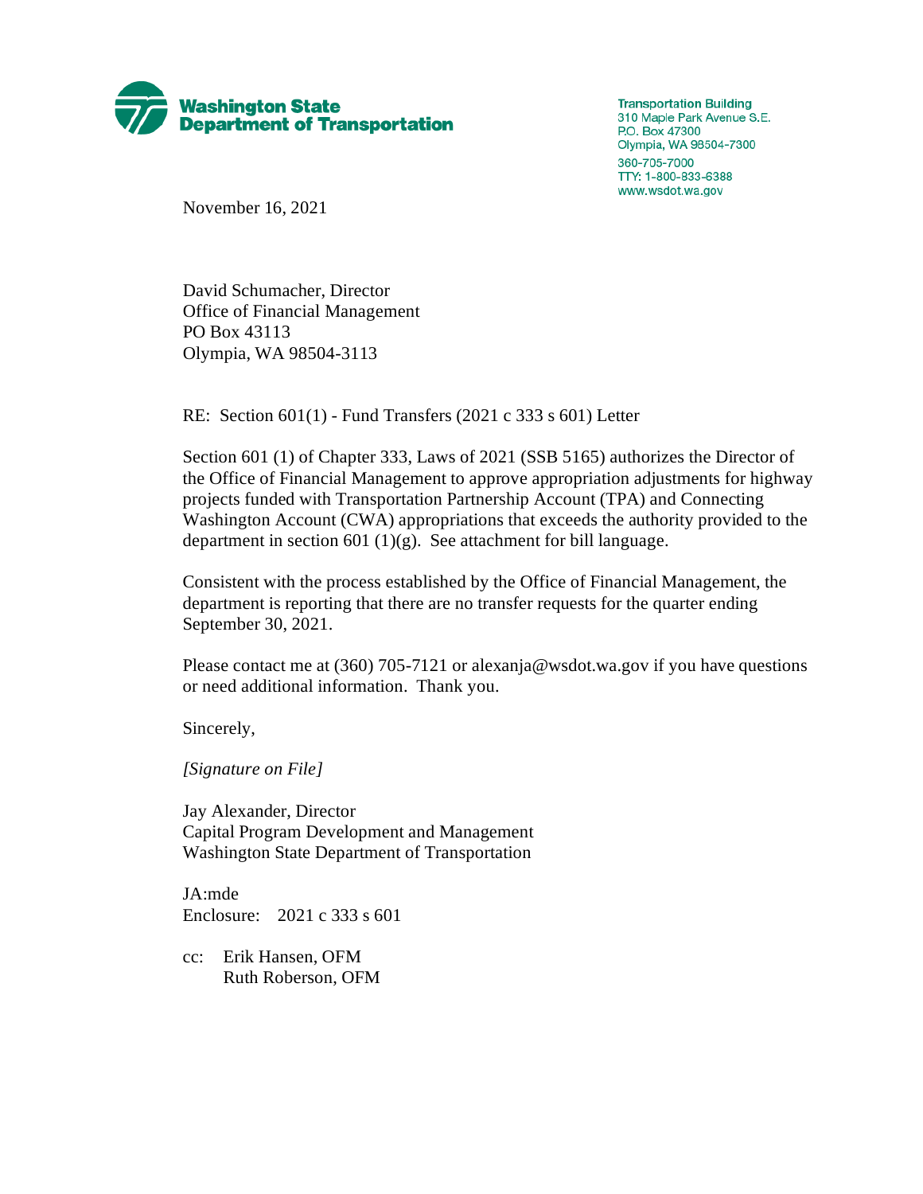**Washington State Department of Transportation**

Transportation Building
310 Maple Park Avenue S.E.
P.O. Box 47300
Olympia, WA 98504-7300
360-705-7000
TTY: 1-800-833-6388
www.wsdot.wa.gov

November 16, 2021

David Schumacher, Director
Office of Financial Management
PO Box 43113
Olympia, WA 98504-3113

RE: Section 601(1) - Fund Transfers (2021 c 333 s 601) Letter

Section 601 (1) of Chapter 333, Laws of 2021 (SSB 5165) authorizes the Director of the Office of Financial Management to approve appropriation adjustments for highway projects funded with Transportation Partnership Account (TPA) and Connecting Washington Account (CWA) appropriations that exceeds the authority provided to the department in section 601 (1)(g). See attachment for bill language.

Consistent with the process established by the Office of Financial Management, the department is reporting that there are no transfer requests for the quarter ending September 30, 2021.

Please contact me at (360) 705-7121 or alexanja@wsdot.wa.gov if you have questions or need additional information. Thank you.

Sincerely,

*[Signature on File]*

Jay Alexander, Director
Capital Program Development and Management
Washington State Department of Transportation

JA:mde
Enclosure: 2021 c 333 s 601

cc: Erik Hansen, OFM
Ruth Roberson, OFM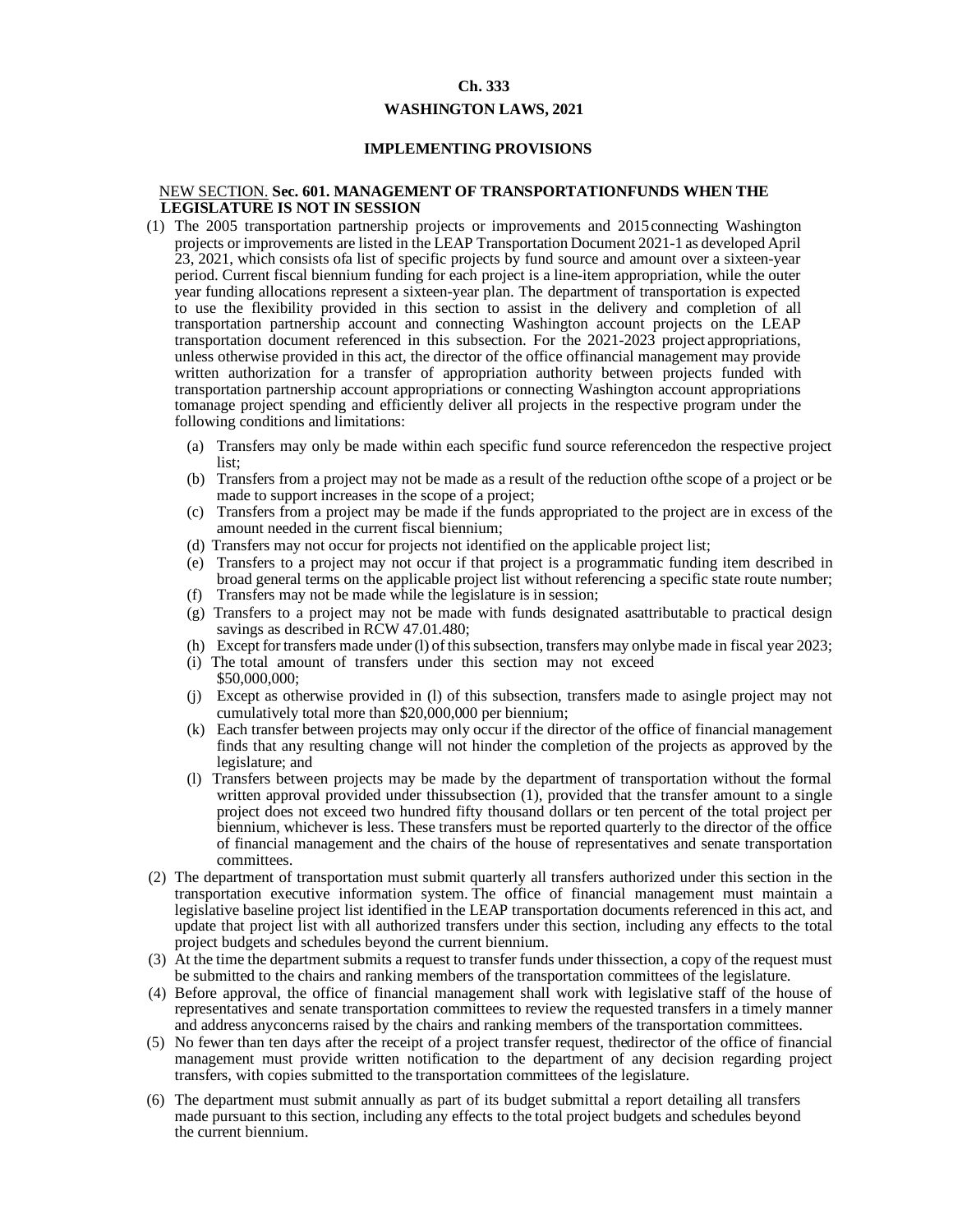**Ch. 333**

**WASHINGTON LAWS, 2021**

## IMPLEMENTING PROVISIONS

NEW SECTION. **Sec. 601. MANAGEMENT OF TRANSPORTATIONFUNDS WHEN THE LEGISLATURE IS NOT IN SESSION**

(1) The 2005 transportation partnership projects or improvements and 2015 connecting Washington projects or improvements are listed in the LEAP Transportation Document 2021-1 as developed April 23, 2021, which consists ofa list of specific projects by fund source and amount over a sixteen-year period. Current fiscal biennium funding for each project is a line-item appropriation, while the outer year funding allocations represent a sixteen-year plan. The department of transportation is expected to use the flexibility provided in this section to assist in the delivery and completion of all transportation partnership account and connecting Washington account projects on the LEAP transportation document referenced in this subsection. For the 2021-2023 project appropriations, unless otherwise provided in this act, the director of the office offinancial management may provide written authorization for a transfer of appropriation authority between projects funded with transportation partnership account appropriations or connecting Washington account appropriations tomanage project spending and efficiently deliver all projects in the respective program under the following conditions and limitations:

   (a) Transfers may only be made within each specific fund source referencedon the respective project list;
   (b) Transfers from a project may not be made as a result of the reduction ofthe scope of a project or be made to support increases in the scope of a project;
   (c) Transfers from a project may be made if the funds appropriated to the project are in excess of the amount needed in the current fiscal biennium;
   (d) Transfers may not occur for projects not identified on the applicable project list;
   (e) Transfers to a project may not occur if that project is a programmatic funding item described in broad general terms on the applicable project list without referencing a specific state route number;
   (f) Transfers may not be made while the legislature is in session;
   (g) Transfers to a project may not be made with funds designated asattributable to practical design savings as described in RCW 47.01.480;
   (h) Except for transfers made under (l) of this subsection, transfers may onlybe made in fiscal year 2023;
   (i) The total amount of transfers under this section may not exceed $50,000,000;
   (j) Except as otherwise provided in (l) of this subsection, transfers made to asingle project may not cumulatively total more than $20,000,000 per biennium;
   (k) Each transfer between projects may only occur if the director of the office of financial management finds that any resulting change will not hinder the completion of the projects as approved by the legislature; and
   (l) Transfers between projects may be made by the department of transportation without the formal written approval provided under thissubsection (1), provided that the transfer amount to a single project does not exceed two hundred fifty thousand dollars or ten percent of the total project per biennium, whichever is less. These transfers must be reported quarterly to the director of the office of financial management and the chairs of the house of representatives and senate transportation committees.

(2) The department of transportation must submit quarterly all transfers authorized under this section in the transportation executive information system. The office of financial management must maintain a legislative baseline project list identified in the LEAP transportation documents referenced in this act, and update that project list with all authorized transfers under this section, including any effects to the total project budgets and schedules beyond the current biennium.

(3) At the time the department submits a request to transfer funds under thissection, a copy of the request must be submitted to the chairs and ranking members of the transportation committees of the legislature.

(4) Before approval, the office of financial management shall work with legislative staff of the house of representatives and senate transportation committees to review the requested transfers in a timely manner and address anyconcerns raised by the chairs and ranking members of the transportation committees.

(5) No fewer than ten days after the receipt of a project transfer request, thedirector of the office of financial management must provide written notification to the department of any decision regarding project transfers, with copies submitted to the transportation committees of the legislature.

(6) The department must submit annually as part of its budget submittal a report detailing all transfers made pursuant to this section, including any effects to the total project budgets and schedules beyond the current biennium.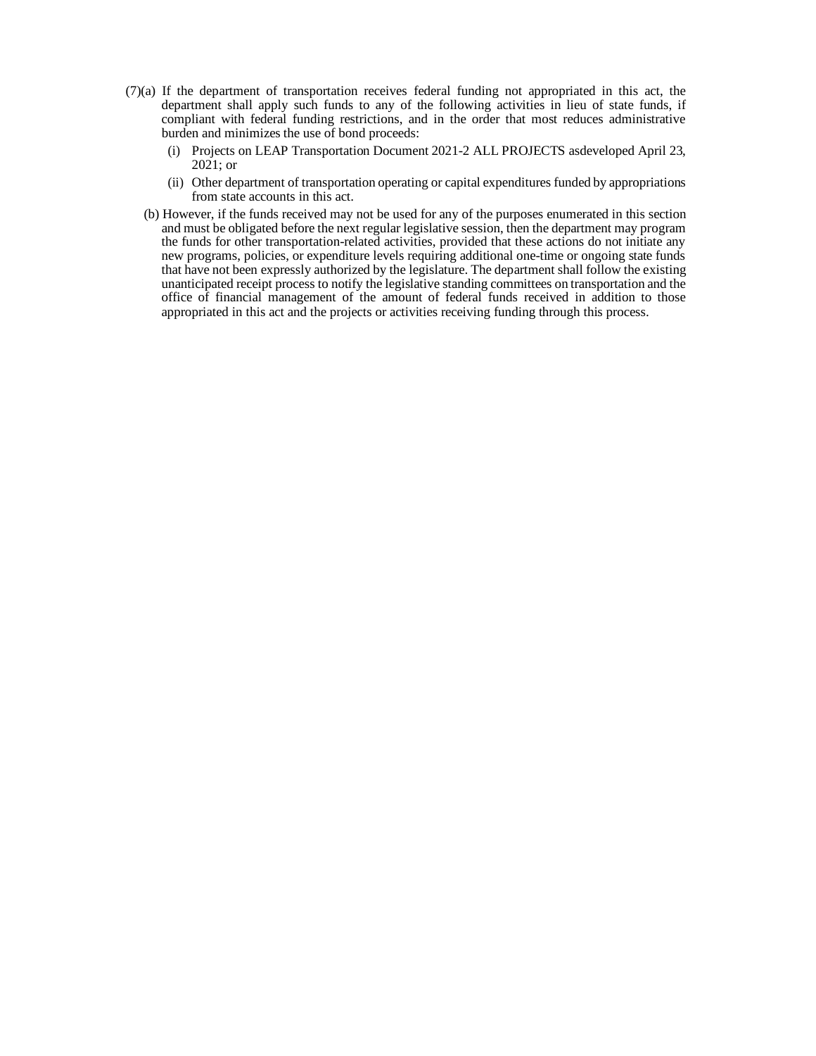(7)(a) If the department of transportation receives federal funding not appropriated in this act, the department shall apply such funds to any of the following activities in lieu of state funds, if compliant with federal funding restrictions, and in the order that most reduces administrative burden and minimizes the use of bond proceeds:

(i) Projects on LEAP Transportation Document 2021-2 ALL PROJECTS asdeveloped April 23, 2021; or

(ii) Other department of transportation operating or capital expenditures funded by appropriations from state accounts in this act.

(b) However, if the funds received may not be used for any of the purposes enumerated in this section and must be obligated before the next regular legislative session, then the department may program the funds for other transportation-related activities, provided that these actions do not initiate any new programs, policies, or expenditure levels requiring additional one-time or ongoing state funds that have not been expressly authorized by the legislature. The department shall follow the existing unanticipated receipt process to notify the legislative standing committees on transportation and the office of financial management of the amount of federal funds received in addition to those appropriated in this act and the projects or activities receiving funding through this process.